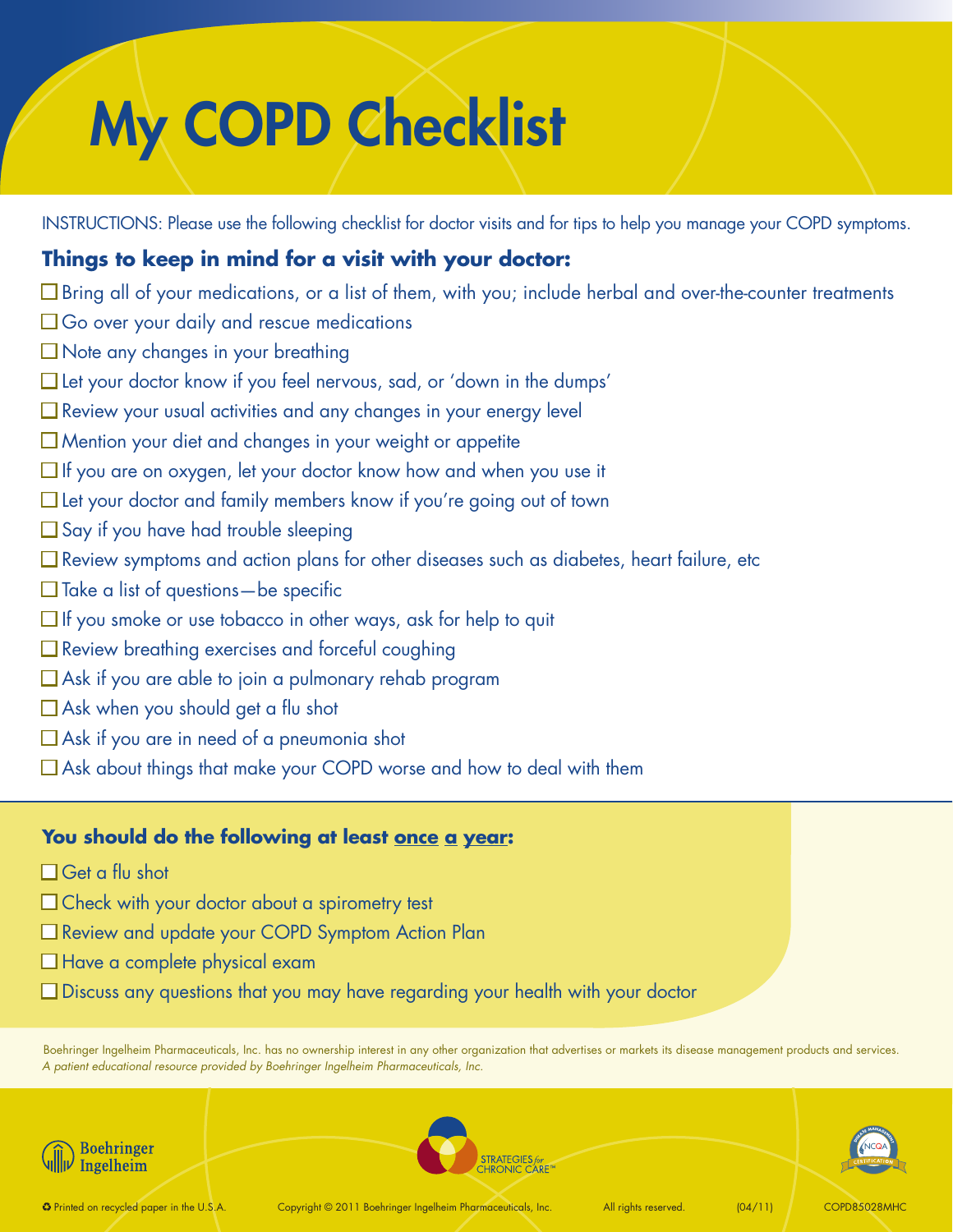# My COPD Checklist

INSTRUCTIONS: Please use the following checklist for doctor visits and for tips to help you manage your COPD symptoms.

## Things to keep in mind for a visit with your doctor:

- ☐ Bring all of your medications, or a list of them, with you; include herbal and over-the-counter treatments
- ☐ Go over your daily and rescue medications
- ☐ Note any changes in your breathing
- ☐ Let your doctor know if you feel nervous, sad, or 'down in the dumps'
- ☐ Review your usual activities and any changes in your energy level
- ☐ Mention your diet and changes in your weight or appetite
- ☐ If you are on oxygen, let your doctor know how and when you use it
- ☐ Let your doctor and family members know if you're going out of town
- ☐ Say if you have had trouble sleeping
- ☐ Review symptoms and action plans for other diseases such as diabetes, heart failure, etc
- ☐ Take a list of questions—be specific
- ☐ If you smoke or use tobacco in other ways, ask for help to quit
- ☐ Review breathing exercises and forceful coughing
- ☐ Ask if you are able to join a pulmonary rehab program
- ☐ Ask when you should get a flu shot
- ☐ Ask if you are in need of a pneumonia shot
- ☐ Ask about things that make your COPD worse and how to deal with them

## You should do the following at least once a year:

- ☐ Get a flu shot
- ☐ Check with your doctor about a spirometry test
- ☐ Review and update your COPD Symptom Action Plan
- ☐ Have a complete physical exam
- ☐ Discuss any questions that you may have regarding your health with your doctor

Boehringer Ingelheim Pharmaceuticals, Inc. has no ownership interest in any other organization that advertises or markets its disease management products and services.
*A patient educational resource provided by Boehringer Ingelheim Pharmaceuticals, Inc.*

Boehringer Ingelheim | STRATEGIES for CHRONIC CARE™ | NCQA Disease Management Certification

♻ Printed on recycled paper in the U.S.A. | Copyright © 2011 Boehringer Ingelheim Pharmaceuticals, Inc. | All rights reserved. | (04/11) | COPD85028MHC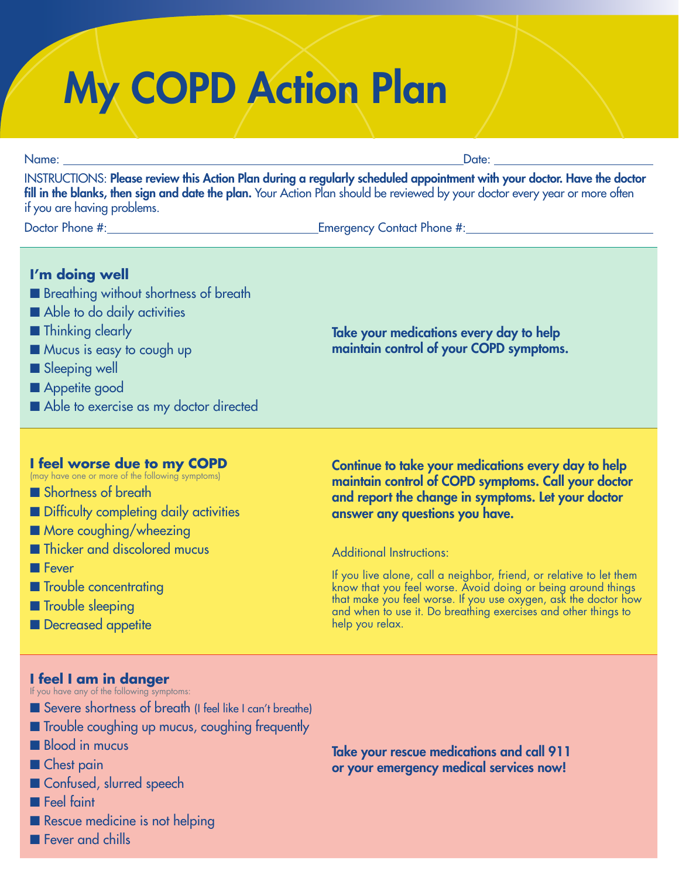# My COPD Action Plan

Name: ______________________________ Date: ______________

INSTRUCTIONS: **Please review this Action Plan during a regularly scheduled appointment with your doctor. Have the doctor fill in the blanks, then sign and date the plan.** Your Action Plan should be reviewed by your doctor every year or more often if you are having problems.

Doctor Phone #: ____________________ Emergency Contact Phone #: ____________________

### I'm doing well

- Breathing without shortness of breath
- Able to do daily activities
- Thinking clearly
- Mucus is easy to cough up
- Sleeping well
- Appetite good
- Able to exercise as my doctor directed

**Take your medications every day to help maintain control of your COPD symptoms.**

### I feel worse due to my COPD

(may have one or more of the following symptoms)

- Shortness of breath
- Difficulty completing daily activities
- More coughing/wheezing
- Thicker and discolored mucus
- Fever
- Trouble concentrating
- Trouble sleeping
- Decreased appetite

**Continue to take your medications every day to help maintain control of COPD symptoms. Call your doctor and report the change in symptoms. Let your doctor answer any questions you have.**

Additional Instructions:

If you live alone, call a neighbor, friend, or relative to let them know that you feel worse. Avoid doing or being around things that make you feel worse. If you use oxygen, ask the doctor how and when to use it. Do breathing exercises and other things to help you relax.

### I feel I am in danger

If you have any of the following symptoms:

- Severe shortness of breath (I feel like I can't breathe)
- Trouble coughing up mucus, coughing frequently
- Blood in mucus
- Chest pain
- Confused, slurred speech
- Feel faint
- Rescue medicine is not helping
- Fever and chills

**Take your rescue medications and call 911 or your emergency medical services now!**